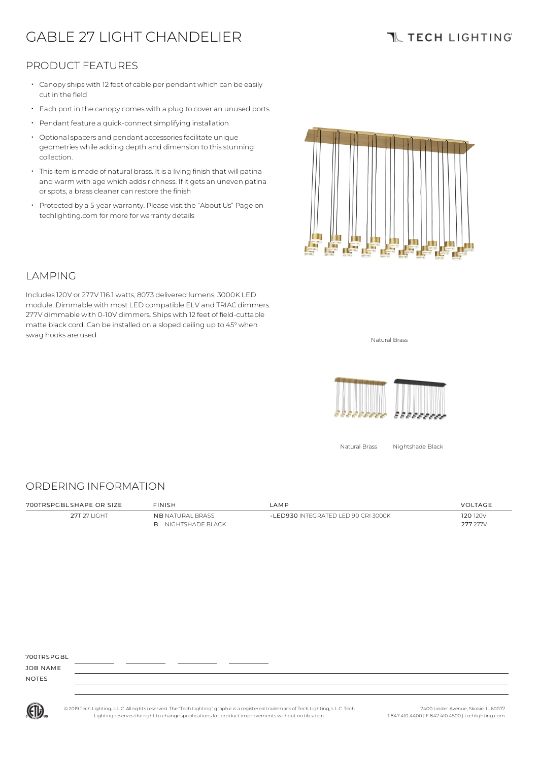# GABLE 27 LIGHT CHANDELIER

TECH LIGHTING

## PRODUCT FEATURES

- Canopy ships with 12 feet of cable per pendant which can be easily cut in the field
- Each port in the canopy comes with a plug to cover an unused ports
- Pendant feature a quick-connect simplifying installation
- Optional spacers and pendant accessories facilitate unique geometries while adding depth and dimension to this stunning collection.
- This item is made of natural brass. It is a living finish that will patina and warm with age which adds richness. If it gets an uneven patina or spots, a brass cleaner can restore the finish
- Protected by a 5-year warranty. Please visit the "About Us" Page on techlighting.com for more for warranty details

Natural Brass

## LAMPING

Includes 120V or 277V 116.1 watts, 8073 delivered lumens, 3000K LED module. Dimmable with most LED compatible ELV and TRIAC dimmers. 277V dimmable with 0-10V dimmers. Ships with 12 feet of field-cuttable matte black cord. Can be installed on a sloped ceiling up to 45° when swag hooks are used.

Natural Brass    Nightshade Black

## ORDERING INFORMATION

| 700TRSPGBL SHAPE OR SIZE | FINISH | LAMP | VOLTAGE |
|---|---|---|---|
| **27T** 27 LIGHT | **NB** NATURAL BRASS | **-LED930** INTEGRATED LED 90 CRI 3000K | **120** 120V |
| | **B** NIGHTSHADE BLACK | | **277** 277V |

700TRSPGBL ________ ________ ________ ________

JOB NAME

NOTES

© 2019 Tech Lighting, L.L.C. All rights reserved. The "Tech Lighting" graphic is a registered trademark of Tech Lighting, L.L.C. Tech Lighting reserves the right to change specifications for product improvements without notification.

7400 Linder Avenue, Skokie, IL 60077
T 847.410.4400 | F 847.410.4500 | techlighting.com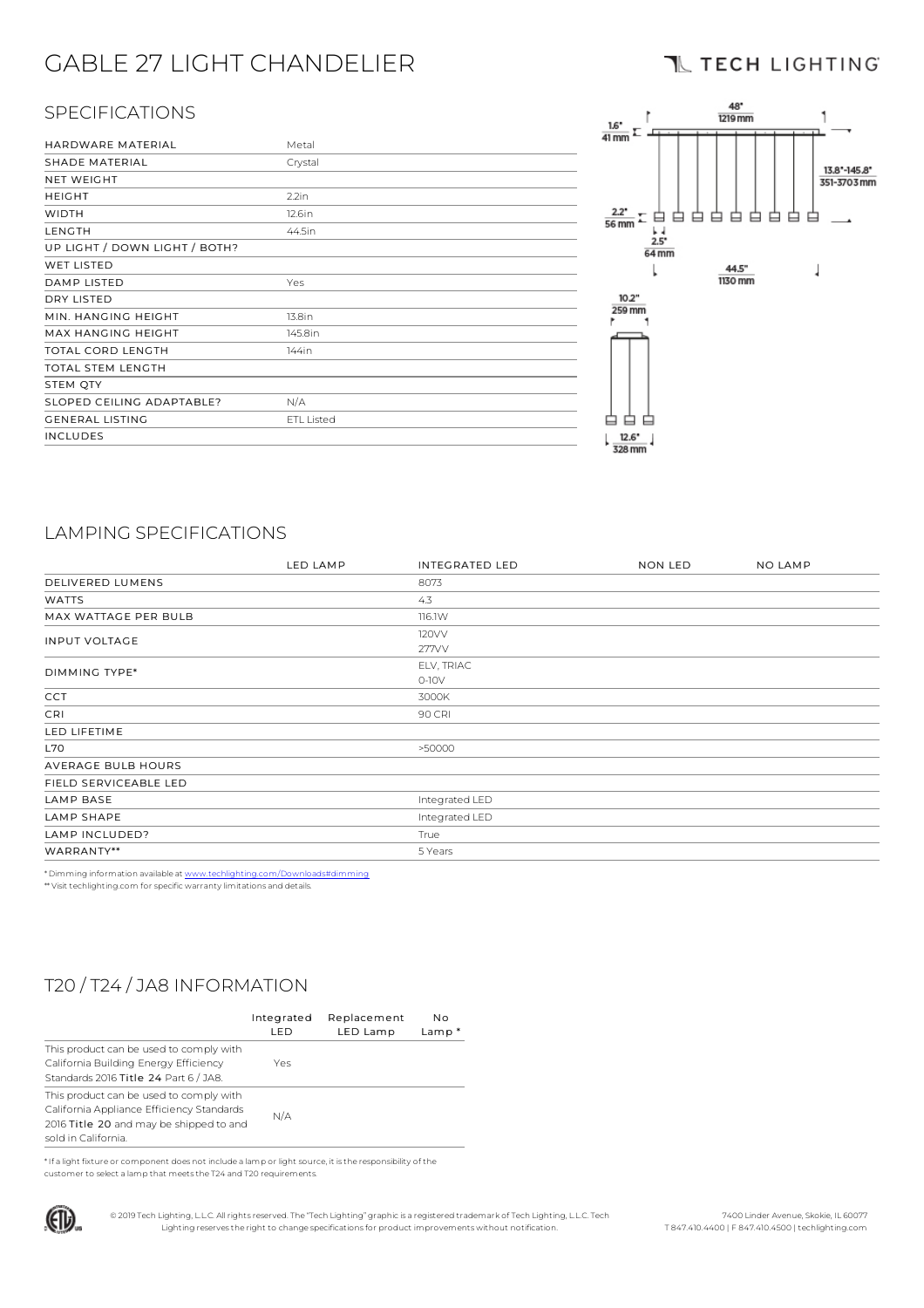# GABLE 27 LIGHT CHANDELIER

TECH LIGHTING

## SPECIFICATIONS

| | |
|---|---|
| HARDWARE MATERIAL | Metal |
| SHADE MATERIAL | Crystal |
| NET WEIGHT | |
| HEIGHT | 2.2in |
| WIDTH | 12.6in |
| LENGTH | 44.5in |
| UP LIGHT / DOWN LIGHT / BOTH? | |
| WET LISTED | |
| DAMP LISTED | Yes |
| DRY LISTED | |
| MIN. HANGING HEIGHT | 13.8in |
| MAX HANGING HEIGHT | 145.8in |
| TOTAL CORD LENGTH | 144in |
| TOTAL STEM LENGTH | |
| STEM QTY | |
| SLOPED CEILING ADAPTABLE? | N/A |
| GENERAL LISTING | ETL Listed |
| INCLUDES | |

48"
1219 mm
1.6"
41 mm
13.8"-145.8"
351-3703 mm
2.2"
56 mm
2.5"
64 mm
44.5"
1130 mm
10.2"
259 mm
12.6"
328 mm

## LAMPING SPECIFICATIONS

| | LED LAMP | INTEGRATED LED | NON LED | NO LAMP |
|---|---|---|---|---|
| DELIVERED LUMENS | | 8073 | | |
| WATTS | | 43 | | |
| MAX WATTAGE PER BULB | | 116.1W | | |
| INPUT VOLTAGE | | 120VV<br>277VV | | |
| DIMMING TYPE* | | ELV, TRIAC<br>0-10V | | |
| CCT | | 3000K | | |
| CRI | | 90 CRI | | |
| LED LIFETIME | | | | |
| L70 | | >50000 | | |
| AVERAGE BULB HOURS | | | | |
| FIELD SERVICEABLE LED | | | | |
| LAMP BASE | | Integrated LED | | |
| LAMP SHAPE | | Integrated LED | | |
| LAMP INCLUDED? | | True | | |
| WARRANTY** | | 5 Years | | |

* Dimming information available at www.techlighting.com/Downloads#dimming
** Visit techlighting.com for specific warranty limitations and details.

## T20 / T24 / JA8 INFORMATION

| | Integrated LED | Replacement LED Lamp | No Lamp * |
|---|---|---|---|
| This product can be used to comply with California Building Energy Efficiency Standards 2016 Title 24 Part 6 / JA8. | Yes | | |
| This product can be used to comply with California Appliance Efficiency Standards 2016 Title 20 and may be shipped to and sold in California. | N/A | | |

* If a light fixture or component does not include a lamp or light source, it is the responsibility of the customer to select a lamp that meets the T24 and T20 requirements.

© 2019 Tech Lighting, L.L.C. All rights reserved. The "Tech Lighting" graphic is a registered trademark of Tech Lighting, L.L.C. Tech Lighting reserves the right to change specifications for product improvements without notification.

7400 Linder Avenue, Skokie, IL 60077
T 847.410.4400 | F 847.410.4500 | techlighting.com